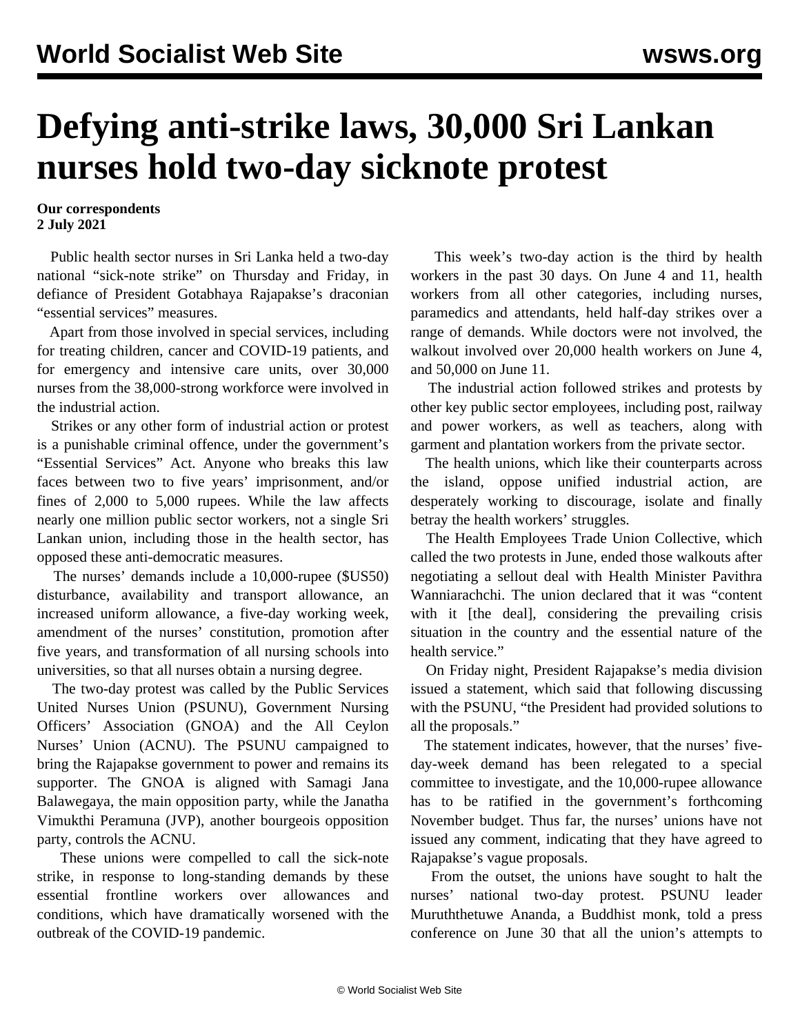# Defying anti-strike laws, 30,000 Sri Lankan nurses hold two-day sicknote protest

**Our correspondents**
**2 July 2021**

Public health sector nurses in Sri Lanka held a two-day national "sick-note strike" on Thursday and Friday, in defiance of President Gotabhaya Rajapakse's draconian "essential services" measures.

Apart from those involved in special services, including for treating children, cancer and COVID-19 patients, and for emergency and intensive care units, over 30,000 nurses from the 38,000-strong workforce were involved in the industrial action.

Strikes or any other form of industrial action or protest is a punishable criminal offence, under the government's "Essential Services" Act. Anyone who breaks this law faces between two to five years' imprisonment, and/or fines of 2,000 to 5,000 rupees. While the law affects nearly one million public sector workers, not a single Sri Lankan union, including those in the health sector, has opposed these anti-democratic measures.

The nurses' demands include a 10,000-rupee ($US50) disturbance, availability and transport allowance, an increased uniform allowance, a five-day working week, amendment of the nurses' constitution, promotion after five years, and transformation of all nursing schools into universities, so that all nurses obtain a nursing degree.

The two-day protest was called by the Public Services United Nurses Union (PSUNU), Government Nursing Officers' Association (GNOA) and the All Ceylon Nurses' Union (ACNU). The PSUNU campaigned to bring the Rajapakse government to power and remains its supporter. The GNOA is aligned with Samagi Jana Balawegaya, the main opposition party, while the Janatha Vimukthi Peramuna (JVP), another bourgeois opposition party, controls the ACNU.

These unions were compelled to call the sick-note strike, in response to long-standing demands by these essential frontline workers over allowances and conditions, which have dramatically worsened with the outbreak of the COVID-19 pandemic.

This week's two-day action is the third by health workers in the past 30 days. On June 4 and 11, health workers from all other categories, including nurses, paramedics and attendants, held half-day strikes over a range of demands. While doctors were not involved, the walkout involved over 20,000 health workers on June 4, and 50,000 on June 11.

The industrial action followed strikes and protests by other key public sector employees, including post, railway and power workers, as well as teachers, along with garment and plantation workers from the private sector.

The health unions, which like their counterparts across the island, oppose unified industrial action, are desperately working to discourage, isolate and finally betray the health workers' struggles.

The Health Employees Trade Union Collective, which called the two protests in June, ended those walkouts after negotiating a sellout deal with Health Minister Pavithra Wanniarachchi. The union declared that it was "content with it [the deal], considering the prevailing crisis situation in the country and the essential nature of the health service."

On Friday night, President Rajapakse's media division issued a statement, which said that following discussing with the PSUNU, "the President had provided solutions to all the proposals."

The statement indicates, however, that the nurses' five-day-week demand has been relegated to a special committee to investigate, and the 10,000-rupee allowance has to be ratified in the government's forthcoming November budget. Thus far, the nurses' unions have not issued any comment, indicating that they have agreed to Rajapakse's vague proposals.

From the outset, the unions have sought to halt the nurses' national two-day protest. PSUNU leader Muruththetuwe Ananda, a Buddhist monk, told a press conference on June 30 that all the union's attempts to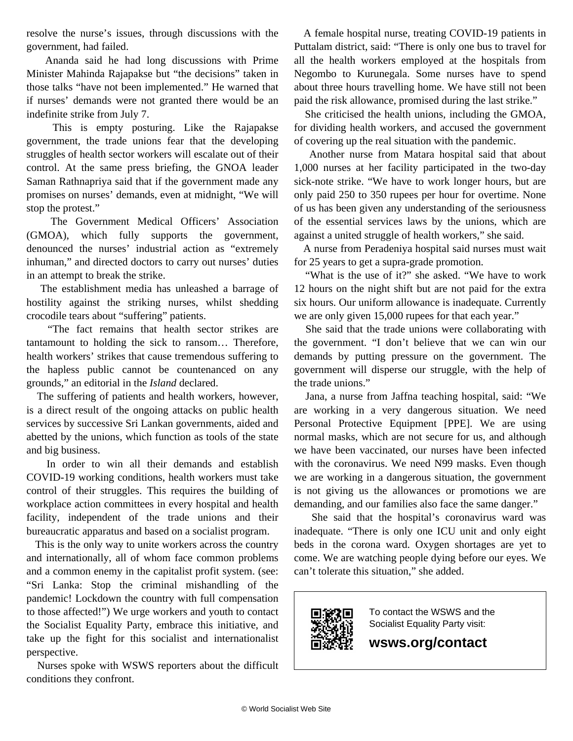resolve the nurse's issues, through discussions with the government, had failed.

Ananda said he had long discussions with Prime Minister Mahinda Rajapakse but "the decisions" taken in those talks "have not been implemented." He warned that if nurses' demands were not granted there would be an indefinite strike from July 7.

This is empty posturing. Like the Rajapakse government, the trade unions fear that the developing struggles of health sector workers will escalate out of their control. At the same press briefing, the GNOA leader Saman Rathnapriya said that if the government made any promises on nurses' demands, even at midnight, "We will stop the protest."

The Government Medical Officers' Association (GMOA), which fully supports the government, denounced the nurses' industrial action as "extremely inhuman," and directed doctors to carry out nurses' duties in an attempt to break the strike.

The establishment media has unleashed a barrage of hostility against the striking nurses, whilst shedding crocodile tears about "suffering" patients.

"The fact remains that health sector strikes are tantamount to holding the sick to ransom… Therefore, health workers' strikes that cause tremendous suffering to the hapless public cannot be countenanced on any grounds," an editorial in the *Island* declared.

The suffering of patients and health workers, however, is a direct result of the ongoing attacks on public health services by successive Sri Lankan governments, aided and abetted by the unions, which function as tools of the state and big business.

In order to win all their demands and establish COVID-19 working conditions, health workers must take control of their struggles. This requires the building of workplace action committees in every hospital and health facility, independent of the trade unions and their bureaucratic apparatus and based on a socialist program.

This is the only way to unite workers across the country and internationally, all of whom face common problems and a common enemy in the capitalist profit system. (see: "Sri Lanka: Stop the criminal mishandling of the pandemic! Lockdown the country with full compensation to those affected!") We urge workers and youth to contact the Socialist Equality Party, embrace this initiative, and take up the fight for this socialist and internationalist perspective.

Nurses spoke with WSWS reporters about the difficult conditions they confront.

A female hospital nurse, treating COVID-19 patients in Puttalam district, said: "There is only one bus to travel for all the health workers employed at the hospitals from Negombo to Kurunegala. Some nurses have to spend about three hours travelling home. We have still not been paid the risk allowance, promised during the last strike."

She criticised the health unions, including the GMOA, for dividing health workers, and accused the government of covering up the real situation with the pandemic.

Another nurse from Matara hospital said that about 1,000 nurses at her facility participated in the two-day sick-note strike. "We have to work longer hours, but are only paid 250 to 350 rupees per hour for overtime. None of us has been given any understanding of the seriousness of the essential services laws by the unions, which are against a united struggle of health workers," she said.

A nurse from Peradeniya hospital said nurses must wait for 25 years to get a supra-grade promotion.

"What is the use of it?" she asked. "We have to work 12 hours on the night shift but are not paid for the extra six hours. Our uniform allowance is inadequate. Currently we are only given 15,000 rupees for that each year."

She said that the trade unions were collaborating with the government. "I don't believe that we can win our demands by putting pressure on the government. The government will disperse our struggle, with the help of the trade unions."

Jana, a nurse from Jaffna teaching hospital, said: "We are working in a very dangerous situation. We need Personal Protective Equipment [PPE]. We are using normal masks, which are not secure for us, and although we have been vaccinated, our nurses have been infected with the coronavirus. We need N99 masks. Even though we are working in a dangerous situation, the government is not giving us the allowances or promotions we are demanding, and our families also face the same danger."

She said that the hospital's coronavirus ward was inadequate. "There is only one ICU unit and only eight beds in the corona ward. Oxygen shortages are yet to come. We are watching people dying before our eyes. We can't tolerate this situation," she added.

To contact the WSWS and the Socialist Equality Party visit:

**wsws.org/contact**